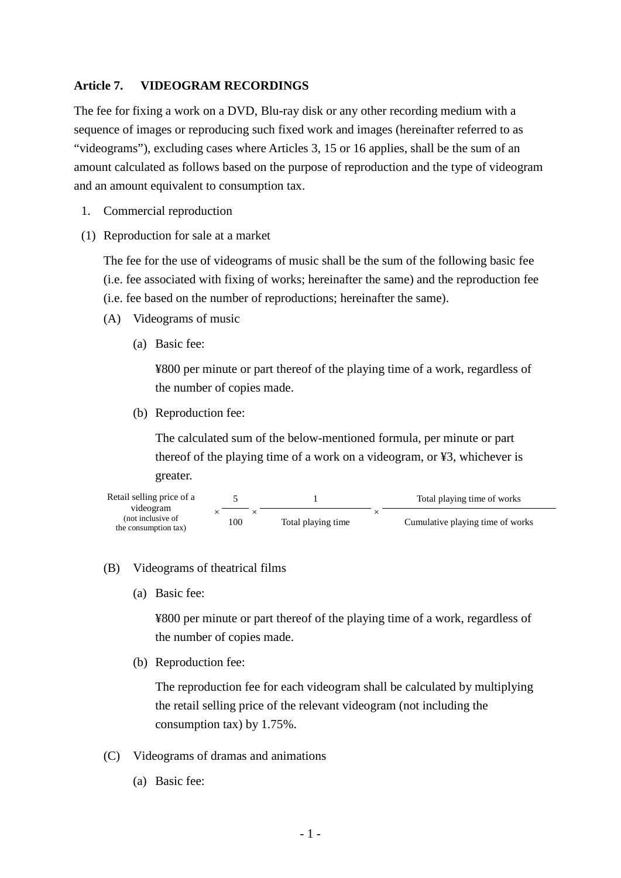### Article 7. VIDEOGRAM RECORDINGS

The fee for fixing a work on a DVD, Blu-ray disk or any other recording medium with a sequence of images or reproducing such fixed work and images (hereinafter referred to as "videograms"), excluding cases where Articles 3, 15 or 16 applies, shall be the sum of an amount calculated as follows based on the purpose of reproduction and the type of videogram and an amount equivalent to consumption tax.

1. Commercial reproduction

(1) Reproduction for sale at a market

The fee for the use of videograms of music shall be the sum of the following basic fee (i.e. fee associated with fixing of works; hereinafter the same) and the reproduction fee (i.e. fee based on the number of reproductions; hereinafter the same).

(A) Videograms of music

(a) Basic fee:

¥800 per minute or part thereof of the playing time of a work, regardless of the number of copies made.

(b) Reproduction fee:

The calculated sum of the below-mentioned formula, per minute or part thereof of the playing time of a work on a videogram, or ¥3, whichever is greater.

$$\text{Retail selling price of a videogram (not inclusive of the consumption tax)} \times \frac{5}{100} \times \frac{1}{\text{Total playing time}} \times \frac{\text{Total playing time of works}}{\text{Cumulative playing time of works}}$$

(B) Videograms of theatrical films

(a) Basic fee:

¥800 per minute or part thereof of the playing time of a work, regardless of the number of copies made.

(b) Reproduction fee:

The reproduction fee for each videogram shall be calculated by multiplying the retail selling price of the relevant videogram (not including the consumption tax) by 1.75%.

(C) Videograms of dramas and animations

(a) Basic fee: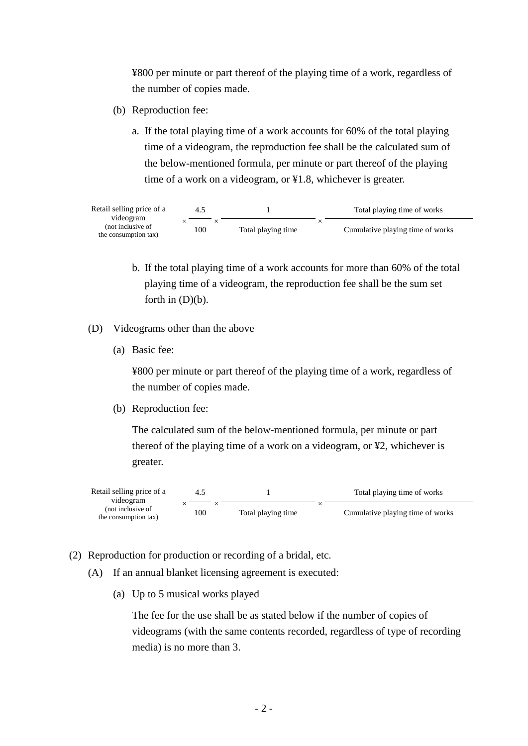¥800 per minute or part thereof of the playing time of a work, regardless of the number of copies made.

(b) Reproduction fee:

a. If the total playing time of a work accounts for 60% of the total playing time of a videogram, the reproduction fee shall be the calculated sum of the below-mentioned formula, per minute or part thereof of the playing time of a work on a videogram, or ¥1.8, whichever is greater.

$$\text{Retail selling price of a videogram (not inclusive of the consumption tax)} \times \frac{4.5}{100} \times \frac{1}{\text{Total playing time}} \times \frac{\text{Total playing time of works}}{\text{Cumulative playing time of works}}$$

b. If the total playing time of a work accounts for more than 60% of the total playing time of a videogram, the reproduction fee shall be the sum set forth in (D)(b).

(D) Videograms other than the above

(a) Basic fee:

¥800 per minute or part thereof of the playing time of a work, regardless of the number of copies made.

(b) Reproduction fee:

The calculated sum of the below-mentioned formula, per minute or part thereof of the playing time of a work on a videogram, or ¥2, whichever is greater.

$$\text{Retail selling price of a videogram (not inclusive of the consumption tax)} \times \frac{4.5}{100} \times \frac{1}{\text{Total playing time}} \times \frac{\text{Total playing time of works}}{\text{Cumulative playing time of works}}$$

(2) Reproduction for production or recording of a bridal, etc.

(A) If an annual blanket licensing agreement is executed:

(a) Up to 5 musical works played

The fee for the use shall be as stated below if the number of copies of videograms (with the same contents recorded, regardless of type of recording media) is no more than 3.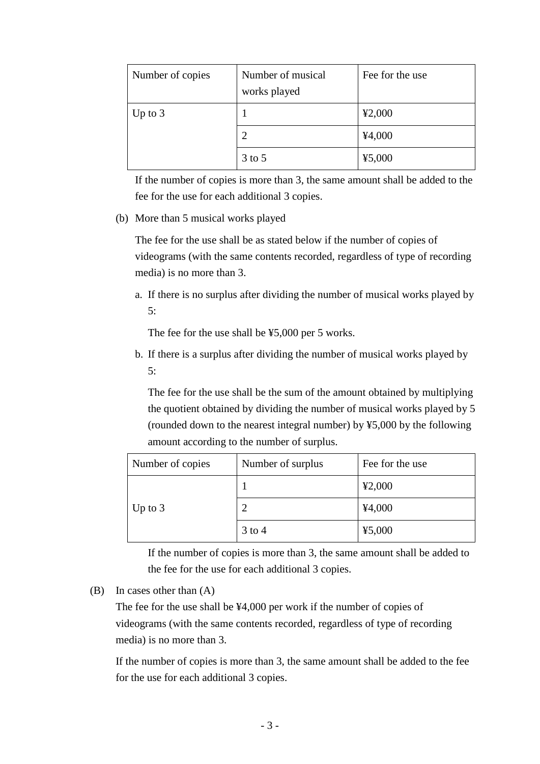| Number of copies | Number of musical works played | Fee for the use |
|---|---|---|
| Up to 3 | 1 | ¥2,000 |
| | 2 | ¥4,000 |
| | 3 to 5 | ¥5,000 |

If the number of copies is more than 3, the same amount shall be added to the fee for the use for each additional 3 copies.

(b) More than 5 musical works played

The fee for the use shall be as stated below if the number of copies of videograms (with the same contents recorded, regardless of type of recording media) is no more than 3.

a. If there is no surplus after dividing the number of musical works played by 5:

The fee for the use shall be ¥5,000 per 5 works.

b. If there is a surplus after dividing the number of musical works played by 5:

The fee for the use shall be the sum of the amount obtained by multiplying the quotient obtained by dividing the number of musical works played by 5 (rounded down to the nearest integral number) by ¥5,000 by the following amount according to the number of surplus.

| Number of copies | Number of surplus | Fee for the use |
|---|---|---|
| Up to 3 | 1 | ¥2,000 |
| | 2 | ¥4,000 |
| | 3 to 4 | ¥5,000 |

If the number of copies is more than 3, the same amount shall be added to the fee for the use for each additional 3 copies.

(B) In cases other than (A)

The fee for the use shall be ¥4,000 per work if the number of copies of videograms (with the same contents recorded, regardless of type of recording media) is no more than 3.

If the number of copies is more than 3, the same amount shall be added to the fee for the use for each additional 3 copies.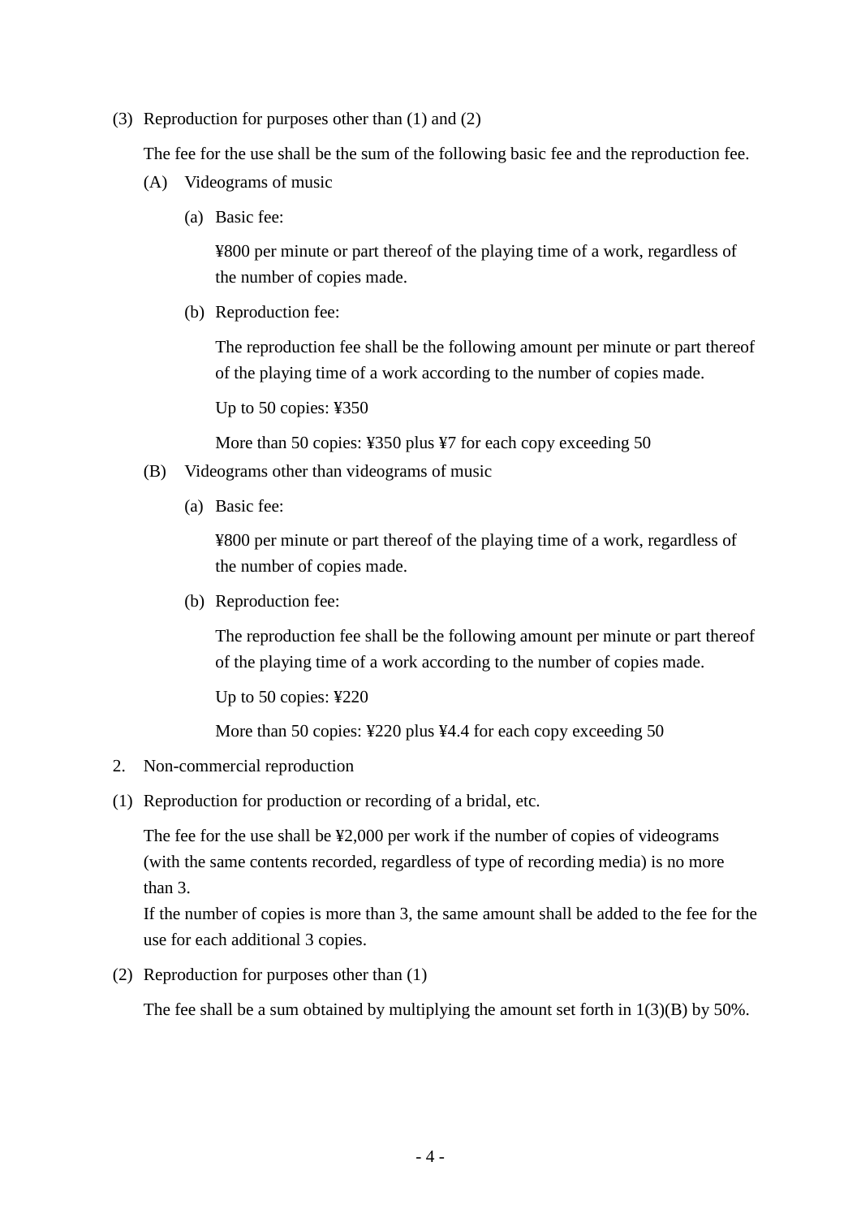(3) Reproduction for purposes other than (1) and (2)

The fee for the use shall be the sum of the following basic fee and the reproduction fee.

(A) Videograms of music

(a) Basic fee:

¥800 per minute or part thereof of the playing time of a work, regardless of the number of copies made.

(b) Reproduction fee:

The reproduction fee shall be the following amount per minute or part thereof of the playing time of a work according to the number of copies made.

Up to 50 copies: ¥350

More than 50 copies: ¥350 plus ¥7 for each copy exceeding 50

(B) Videograms other than videograms of music

(a) Basic fee:

¥800 per minute or part thereof of the playing time of a work, regardless of the number of copies made.

(b) Reproduction fee:

The reproduction fee shall be the following amount per minute or part thereof of the playing time of a work according to the number of copies made.

Up to 50 copies: ¥220

More than 50 copies: ¥220 plus ¥4.4 for each copy exceeding 50

2. Non-commercial reproduction

(1) Reproduction for production or recording of a bridal, etc.

The fee for the use shall be ¥2,000 per work if the number of copies of videograms (with the same contents recorded, regardless of type of recording media) is no more than 3.
If the number of copies is more than 3, the same amount shall be added to the fee for the use for each additional 3 copies.

(2) Reproduction for purposes other than (1)

The fee shall be a sum obtained by multiplying the amount set forth in 1(3)(B) by 50%.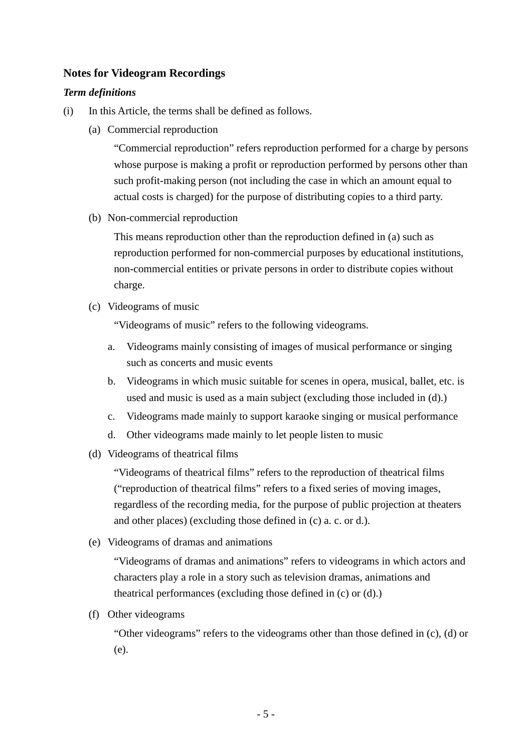## Notes for Videogram Recordings

### *Term definitions*

(i) In this Article, the terms shall be defined as follows.

(a) Commercial reproduction

“Commercial reproduction” refers reproduction performed for a charge by persons whose purpose is making a profit or reproduction performed by persons other than such profit-making person (not including the case in which an amount equal to actual costs is charged) for the purpose of distributing copies to a third party.

(b) Non-commercial reproduction

This means reproduction other than the reproduction defined in (a) such as reproduction performed for non-commercial purposes by educational institutions, non-commercial entities or private persons in order to distribute copies without charge.

(c) Videograms of music

“Videograms of music” refers to the following videograms.

a. Videograms mainly consisting of images of musical performance or singing such as concerts and music events
b. Videograms in which music suitable for scenes in opera, musical, ballet, etc. is used and music is used as a main subject (excluding those included in (d).)
c. Videograms made mainly to support karaoke singing or musical performance
d. Other videograms made mainly to let people listen to music

(d) Videograms of theatrical films

“Videograms of theatrical films” refers to the reproduction of theatrical films (“reproduction of theatrical films” refers to a fixed series of moving images, regardless of the recording media, for the purpose of public projection at theaters and other places) (excluding those defined in (c) a. c. or d.).

(e) Videograms of dramas and animations

“Videograms of dramas and animations” refers to videograms in which actors and characters play a role in a story such as television dramas, animations and theatrical performances (excluding those defined in (c) or (d).)

(f) Other videograms

“Other videograms” refers to the videograms other than those defined in (c), (d) or (e).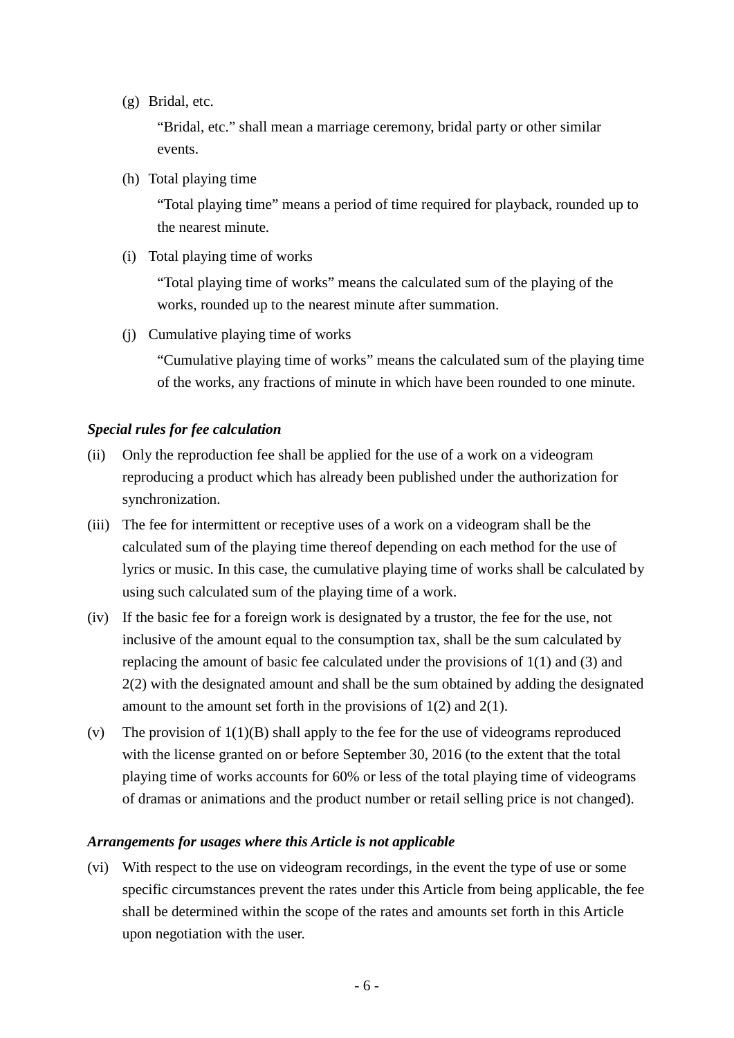(g) Bridal, etc.

“Bridal, etc.” shall mean a marriage ceremony, bridal party or other similar events.

(h) Total playing time

“Total playing time” means a period of time required for playback, rounded up to the nearest minute.

(i) Total playing time of works

“Total playing time of works” means the calculated sum of the playing of the works, rounded up to the nearest minute after summation.

(j) Cumulative playing time of works

“Cumulative playing time of works” means the calculated sum of the playing time of the works, any fractions of minute in which have been rounded to one minute.

***Special rules for fee calculation***

(ii) Only the reproduction fee shall be applied for the use of a work on a videogram reproducing a product which has already been published under the authorization for synchronization.

(iii) The fee for intermittent or receptive uses of a work on a videogram shall be the calculated sum of the playing time thereof depending on each method for the use of lyrics or music. In this case, the cumulative playing time of works shall be calculated by using such calculated sum of the playing time of a work.

(iv) If the basic fee for a foreign work is designated by a trustor, the fee for the use, not inclusive of the amount equal to the consumption tax, shall be the sum calculated by replacing the amount of basic fee calculated under the provisions of 1(1) and (3) and 2(2) with the designated amount and shall be the sum obtained by adding the designated amount to the amount set forth in the provisions of 1(2) and 2(1).

(v) The provision of 1(1)(B) shall apply to the fee for the use of videograms reproduced with the license granted on or before September 30, 2016 (to the extent that the total playing time of works accounts for 60% or less of the total playing time of videograms of dramas or animations and the product number or retail selling price is not changed).

***Arrangements for usages where this Article is not applicable***

(vi) With respect to the use on videogram recordings, in the event the type of use or some specific circumstances prevent the rates under this Article from being applicable, the fee shall be determined within the scope of the rates and amounts set forth in this Article upon negotiation with the user.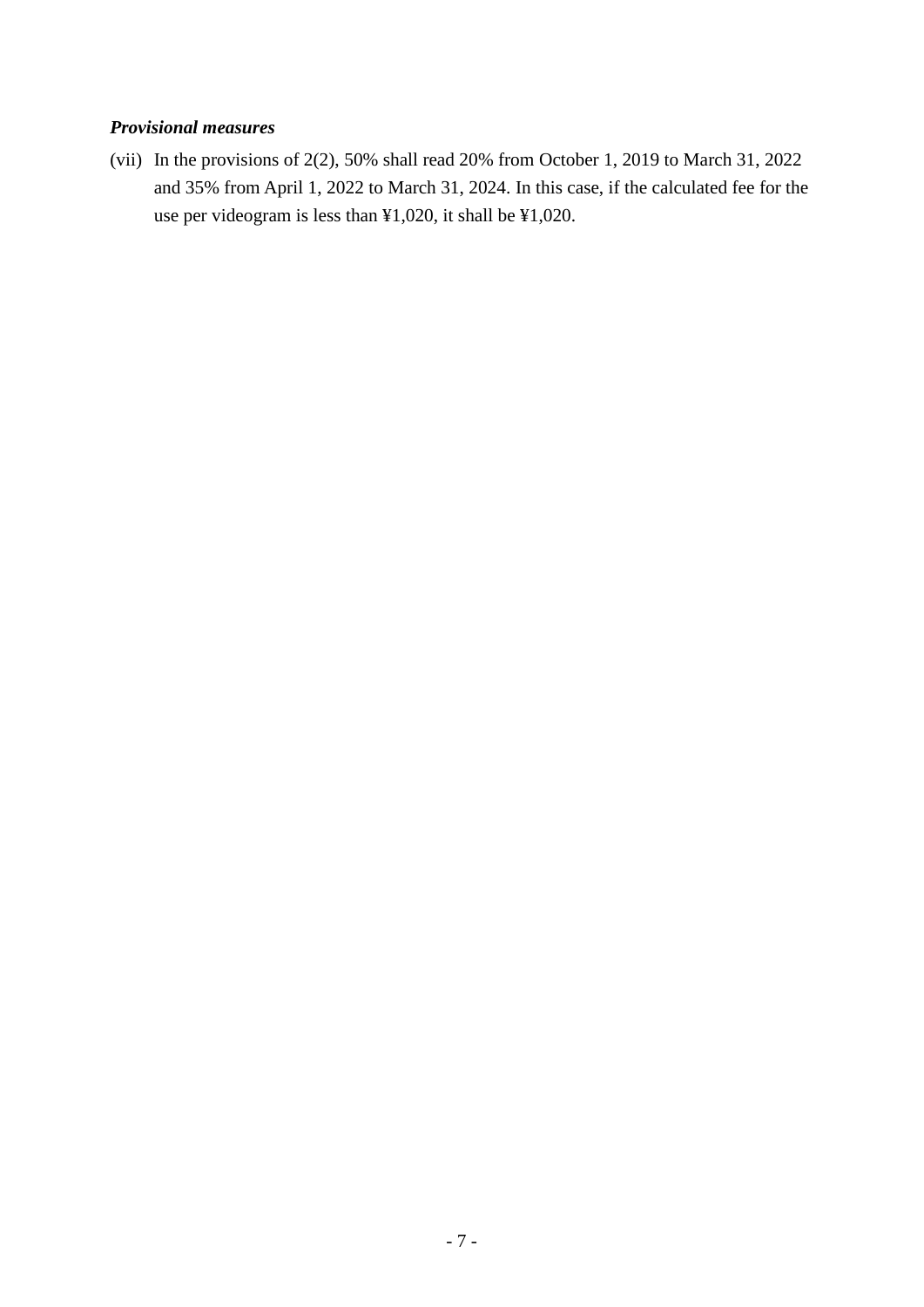***Provisional measures***

(vii) In the provisions of 2(2), 50% shall read 20% from October 1, 2019 to March 31, 2022 and 35% from April 1, 2022 to March 31, 2024. In this case, if the calculated fee for the use per videogram is less than ¥1,020, it shall be ¥1,020.